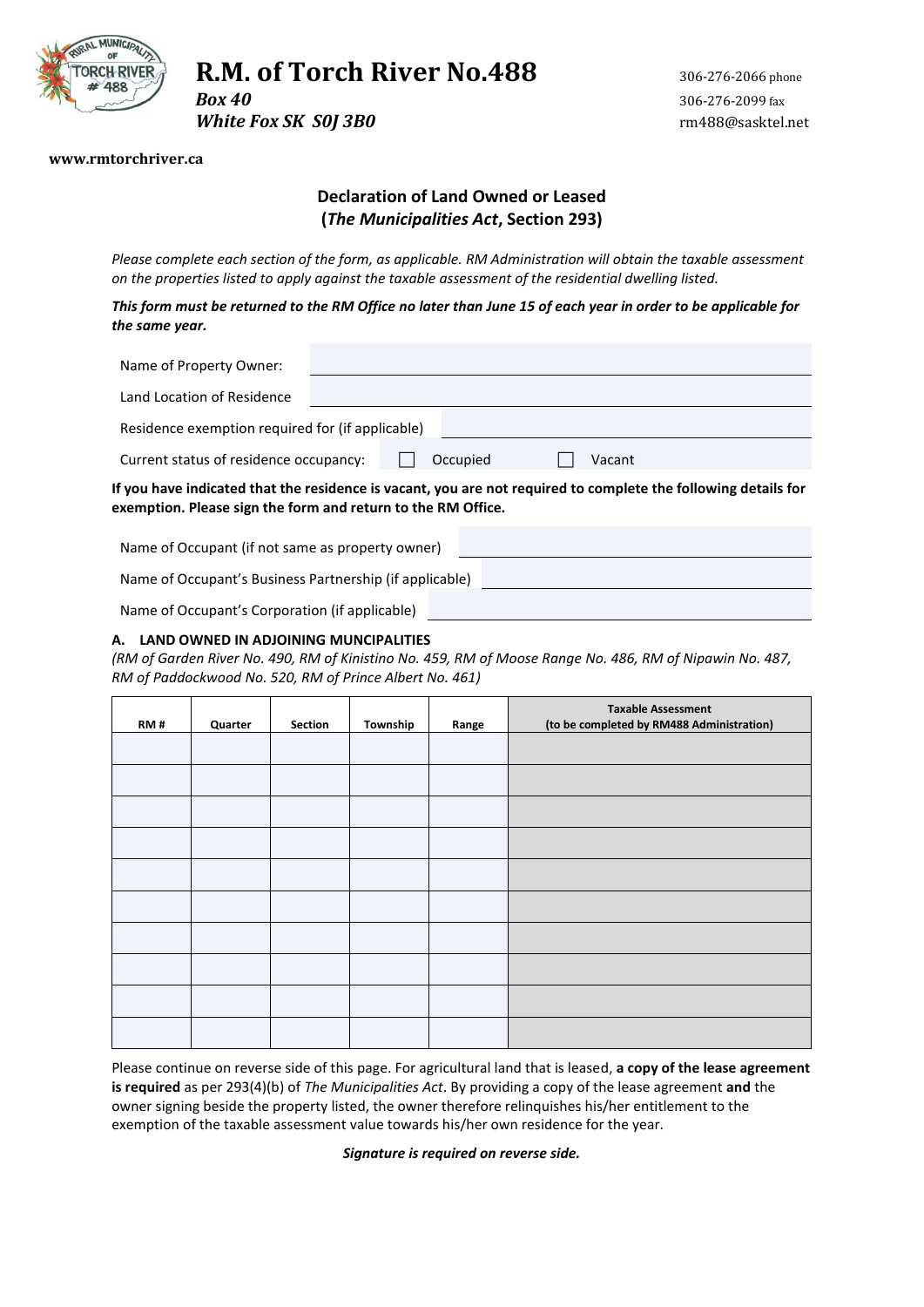# R.M. of Torch River No.488

***Box 40***
***White Fox SK S0J 3B0***

306-276-2066 phone
306-276-2099 fax
rm488@sasktel.net

**www.rmtorchriver.ca**

## Declaration of Land Owned or Leased
## (*The Municipalities Act*, Section 293)

*Please complete each section of the form, as applicable. RM Administration will obtain the taxable assessment on the properties listed to apply against the taxable assessment of the residential dwelling listed.*

***This form must be returned to the RM Office no later than June 15 of each year in order to be applicable for the same year.***

Name of Property Owner: \_\_\_\_\_\_\_\_\_\_\_\_\_\_\_\_\_\_\_\_

Land Location of Residence \_\_\_\_\_\_\_\_\_\_\_\_\_\_\_\_\_\_\_\_

Residence exemption required for (if applicable) \_\_\_\_\_\_\_\_\_\_\_\_\_\_\_\_\_\_\_\_

Current status of residence occupancy: ☐ Occupied ☐ Vacant

**If you have indicated that the residence is vacant, you are not required to complete the following details for exemption. Please sign the form and return to the RM Office.**

Name of Occupant (if not same as property owner) \_\_\_\_\_\_\_\_\_\_\_\_\_\_\_\_\_\_\_\_

Name of Occupant's Business Partnership (if applicable) \_\_\_\_\_\_\_\_\_\_\_\_\_\_\_\_\_\_\_\_

Name of Occupant's Corporation (if applicable) \_\_\_\_\_\_\_\_\_\_\_\_\_\_\_\_\_\_\_\_

### A. LAND OWNED IN ADJOINING MUNCIPALITIES

*(RM of Garden River No. 490, RM of Kinistino No. 459, RM of Moose Range No. 486, RM of Nipawin No. 487, RM of Paddockwood No. 520, RM of Prince Albert No. 461)*

| RM # | Quarter | Section | Township | Range | Taxable Assessment (to be completed by RM488 Administration) |
|---|---|---|---|---|---|
| | | | | | |
| | | | | | |
| | | | | | |
| | | | | | |
| | | | | | |
| | | | | | |
| | | | | | |
| | | | | | |
| | | | | | |
| | | | | | |

Please continue on reverse side of this page. For agricultural land that is leased, **a copy of the lease agreement is required** as per 293(4)(b) of *The Municipalities Act*. By providing a copy of the lease agreement **and** the owner signing beside the property listed, the owner therefore relinquishes his/her entitlement to the exemption of the taxable assessment value towards his/her own residence for the year.

***Signature is required on reverse side.***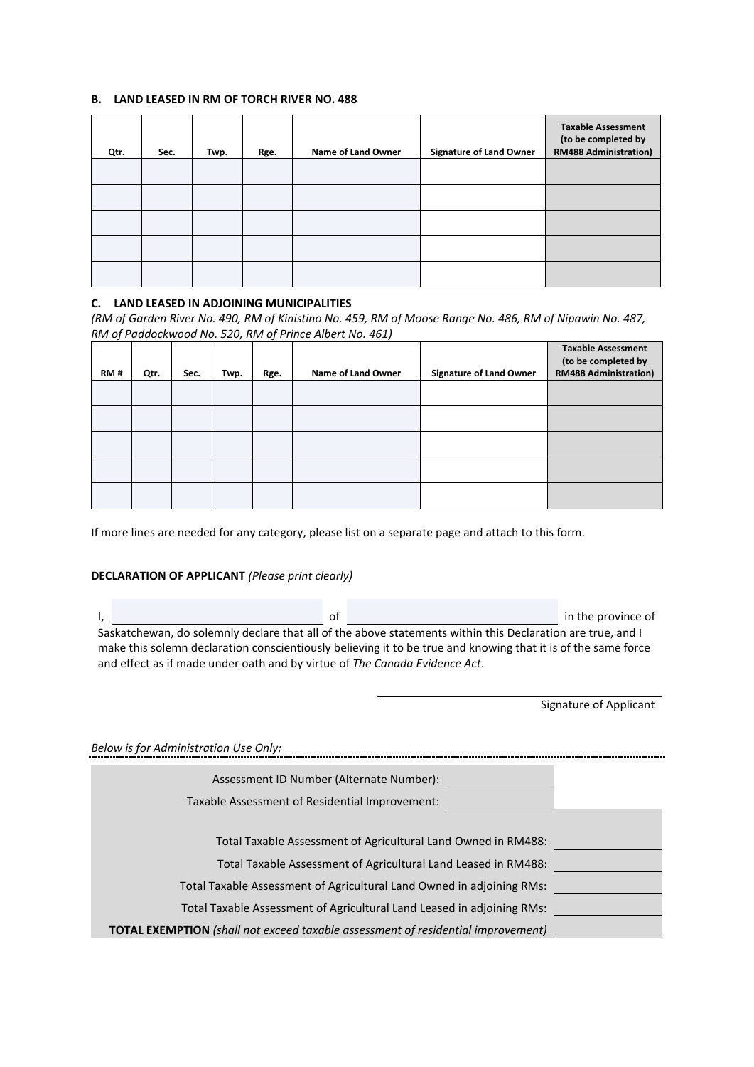### B. LAND LEASED IN RM OF TORCH RIVER NO. 488

| Qtr. | Sec. | Twp. | Rge. | Name of Land Owner | Signature of Land Owner | Taxable Assessment (to be completed by RM488 Administration) |
|---|---|---|---|---|---|---|
| | | | | | | |
| | | | | | | |
| | | | | | | |
| | | | | | | |
| | | | | | | |

### C. LAND LEASED IN ADJOINING MUNICIPALITIES

*(RM of Garden River No. 490, RM of Kinistino No. 459, RM of Moose Range No. 486, RM of Nipawin No. 487, RM of Paddockwood No. 520, RM of Prince Albert No. 461)*

| RM # | Qtr. | Sec. | Twp. | Rge. | Name of Land Owner | Signature of Land Owner | Taxable Assessment (to be completed by RM488 Administration) |
|---|---|---|---|---|---|---|---|
| | | | | | | | |
| | | | | | | | |
| | | | | | | | |
| | | | | | | | |
| | | | | | | | |

If more lines are needed for any category, please list on a separate page and attach to this form.

**DECLARATION OF APPLICANT** *(Please print clearly)*

I, ______________________________ of ______________________________ in the province of Saskatchewan, do solemnly declare that all of the above statements within this Declaration are true, and I make this solemn declaration conscientiously believing it to be true and knowing that it is of the same force and effect as if made under oath and by virtue of *The Canada Evidence Act*.

______________________________
Signature of Applicant

*Below is for Administration Use Only:*

Assessment ID Number (Alternate Number): ______________

Taxable Assessment of Residential Improvement: ______________

Total Taxable Assessment of Agricultural Land Owned in RM488: ______________

Total Taxable Assessment of Agricultural Land Leased in RM488: ______________

Total Taxable Assessment of Agricultural Land Owned in adjoining RMs: ______________

Total Taxable Assessment of Agricultural Land Leased in adjoining RMs: ______________

**TOTAL EXEMPTION** *(shall not exceed taxable assessment of residential improvement)* ______________